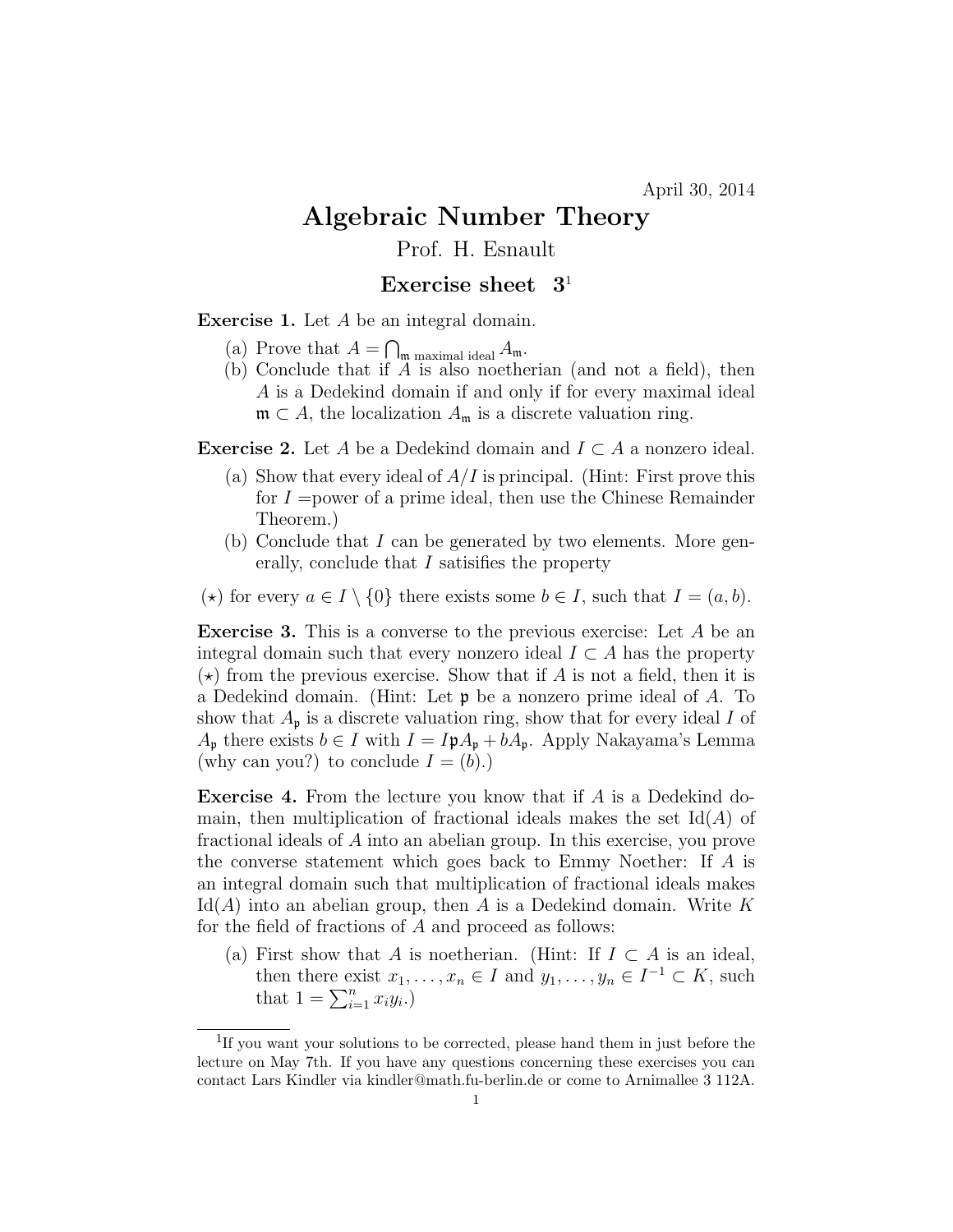April 30, 2014

# Algebraic Number Theory

Prof. H. Esnault

## Exercise sheet 3[1]

**Exercise 1.** Let $A$ be an integral domain.

(a) Prove that $A = \bigcap_{\mathfrak{m} \text{ maximal ideal}} A_{\mathfrak{m}}$.

(b) Conclude that if $A$ is also noetherian (and not a field), then $A$ is a Dedekind domain if and only if for every maximal ideal $\mathfrak{m} \subset A$, the localization $A_{\mathfrak{m}}$ is a discrete valuation ring.

**Exercise 2.** Let $A$ be a Dedekind domain and $I \subset A$ a nonzero ideal.

(a) Show that every ideal of $A/I$ is principal. (Hint: First prove this for $I$ =power of a prime ideal, then use the Chinese Remainder Theorem.)

(b) Conclude that $I$ can be generated by two elements. More generally, conclude that $I$ satisifies the property

($\star$) for every $a \in I \setminus \{0\}$ there exists some $b \in I$, such that $I = (a, b)$.

**Exercise 3.** This is a converse to the previous exercise: Let $A$ be an integral domain such that every nonzero ideal $I \subset A$ has the property ($\star$) from the previous exercise. Show that if $A$ is not a field, then it is a Dedekind domain. (Hint: Let $\mathfrak{p}$ be a nonzero prime ideal of $A$. To show that $A_{\mathfrak{p}}$ is a discrete valuation ring, show that for every ideal $I$ of $A_{\mathfrak{p}}$ there exists $b \in I$ with $I = I\mathfrak{p}A_{\mathfrak{p}} + bA_{\mathfrak{p}}$. Apply Nakayama's Lemma (why can you?) to conclude $I = (b)$.)

**Exercise 4.** From the lecture you know that if $A$ is a Dedekind domain, then multiplication of fractional ideals makes the set $\mathrm{Id}(A)$ of fractional ideals of $A$ into an abelian group. In this exercise, you prove the converse statement which goes back to Emmy Noether: If $A$ is an integral domain such that multiplication of fractional ideals makes $\mathrm{Id}(A)$ into an abelian group, then $A$ is a Dedekind domain. Write $K$ for the field of fractions of $A$ and proceed as follows:

(a) First show that $A$ is noetherian. (Hint: If $I \subset A$ is an ideal, then there exist $x_1, \ldots, x_n \in I$ and $y_1, \ldots, y_n \in I^{-1} \subset K$, such that $1 = \sum_{i=1}^{n} x_i y_i$.)

---

[1] If you want your solutions to be corrected, please hand them in just before the lecture on May 7th. If you have any questions concerning these exercises you can contact Lars Kindler via kindler@math.fu-berlin.de or come to Arnimallee 3 112A.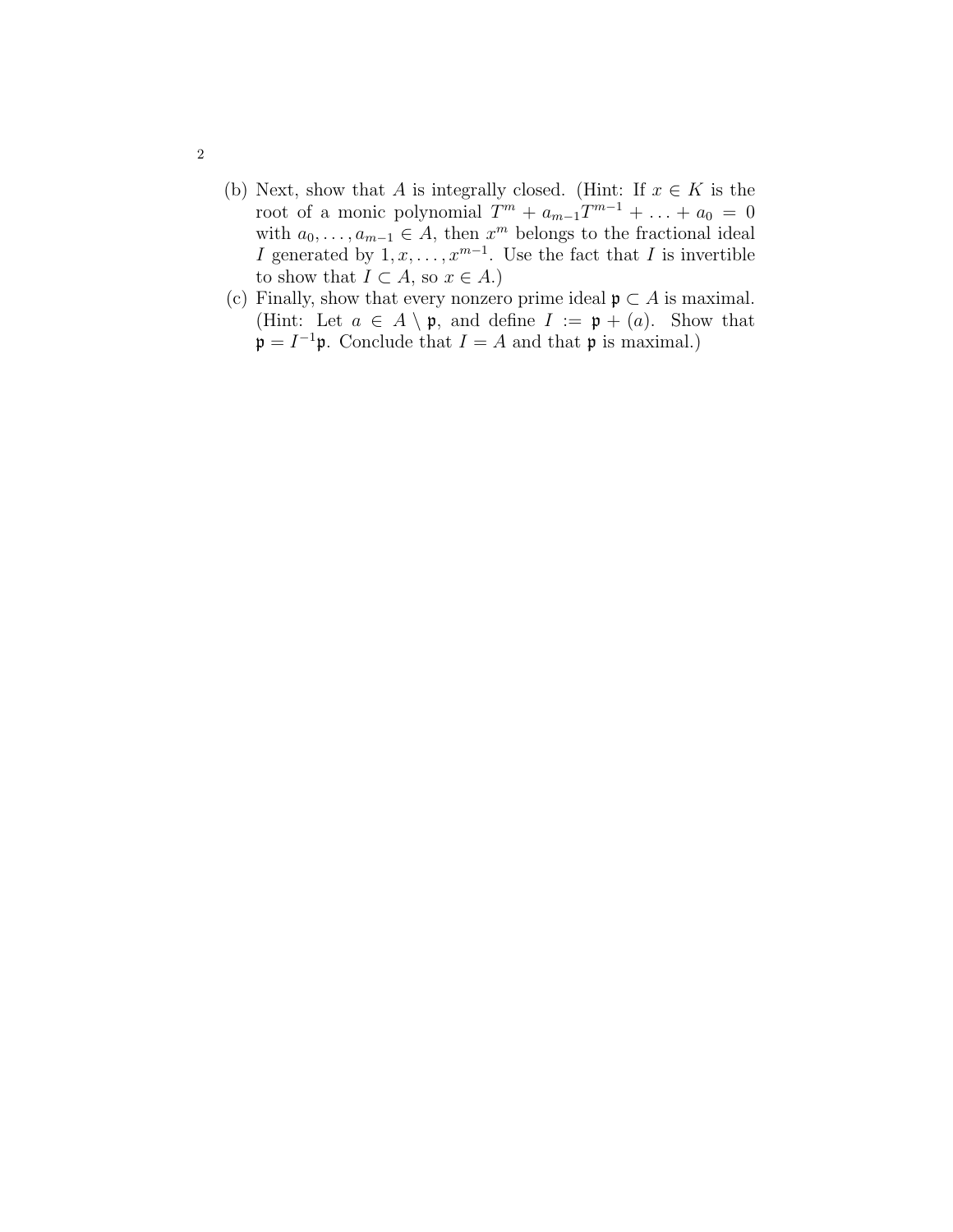(b) Next, show that $A$ is integrally closed. (Hint: If $x \in K$ is the root of a monic polynomial $T^m + a_{m-1}T^{m-1} + \ldots + a_0 = 0$ with $a_0, \ldots, a_{m-1} \in A$, then $x^m$ belongs to the fractional ideal $I$ generated by $1, x, \ldots, x^{m-1}$. Use the fact that $I$ is invertible to show that $I \subset A$, so $x \in A$.)

(c) Finally, show that every nonzero prime ideal $\mathfrak{p} \subset A$ is maximal. (Hint: Let $a \in A \setminus \mathfrak{p}$, and define $I := \mathfrak{p} + (a)$. Show that $\mathfrak{p} = I^{-1}\mathfrak{p}$. Conclude that $I = A$ and that $\mathfrak{p}$ is maximal.)